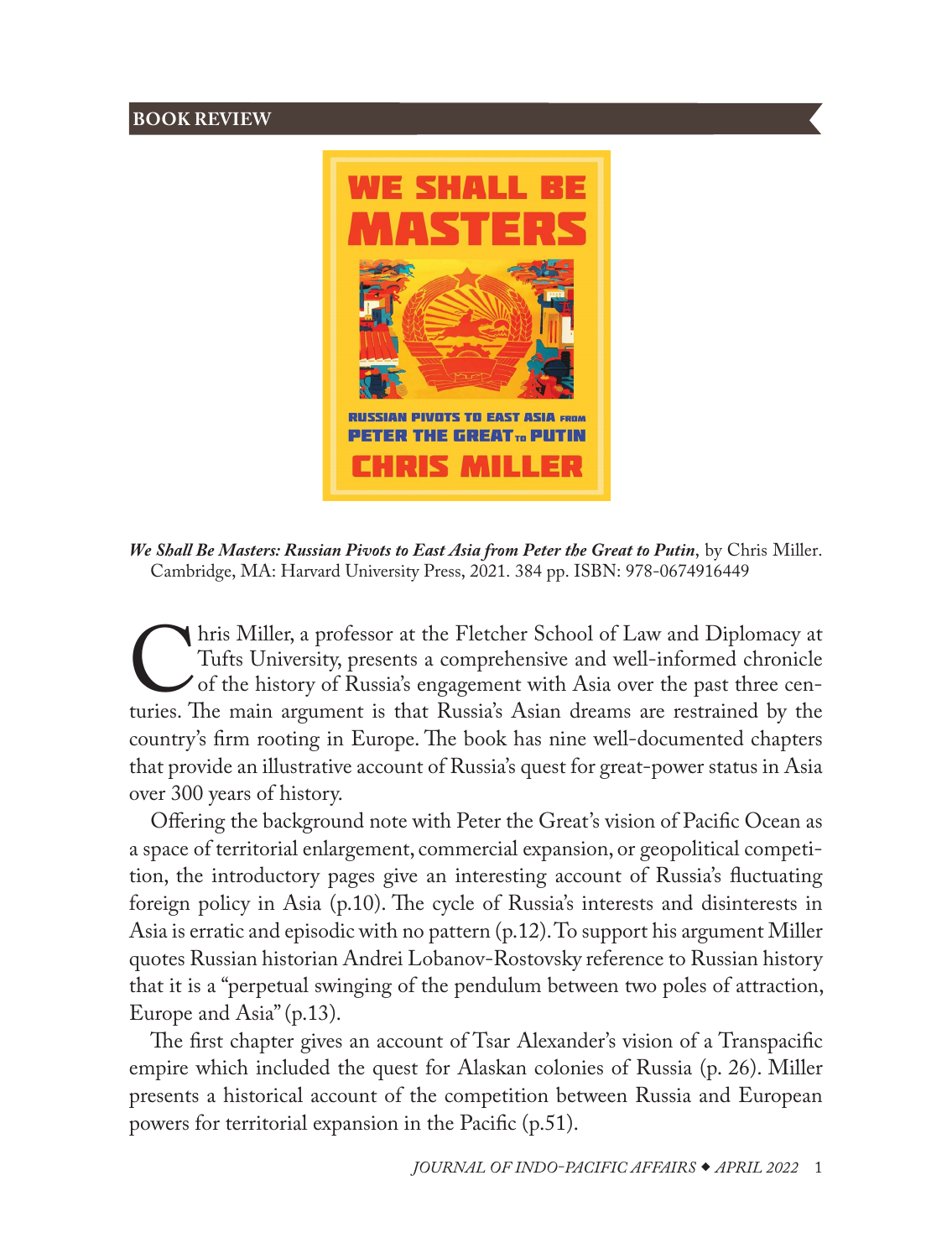BOOK REVIEW

***We Shall Be Masters: Russian Pivots to East Asia from Peter the Great to Putin***, by Chris Miller. Cambridge, MA: Harvard University Press, 2021. 384 pp. ISBN: 978-0674916449

Chris Miller, a professor at the Fletcher School of Law and Diplomacy at Tufts University, presents a comprehensive and well-informed chronicle of the history of Russia's engagement with Asia over the past three centuries. The main argument is that Russia's Asian dreams are restrained by the country's firm rooting in Europe. The book has nine well-documented chapters that provide an illustrative account of Russia's quest for great-power status in Asia over 300 years of history.

Offering the background note with Peter the Great's vision of Pacific Ocean as a space of territorial enlargement, commercial expansion, or geopolitical competition, the introductory pages give an interesting account of Russia's fluctuating foreign policy in Asia (p.10). The cycle of Russia's interests and disinterests in Asia is erratic and episodic with no pattern (p.12). To support his argument Miller quotes Russian historian Andrei Lobanov-Rostovsky reference to Russian history that it is a "perpetual swinging of the pendulum between two poles of attraction, Europe and Asia" (p.13).

The first chapter gives an account of Tsar Alexander's vision of a Transpacific empire which included the quest for Alaskan colonies of Russia (p. 26). Miller presents a historical account of the competition between Russia and European powers for territorial expansion in the Pacific (p.51).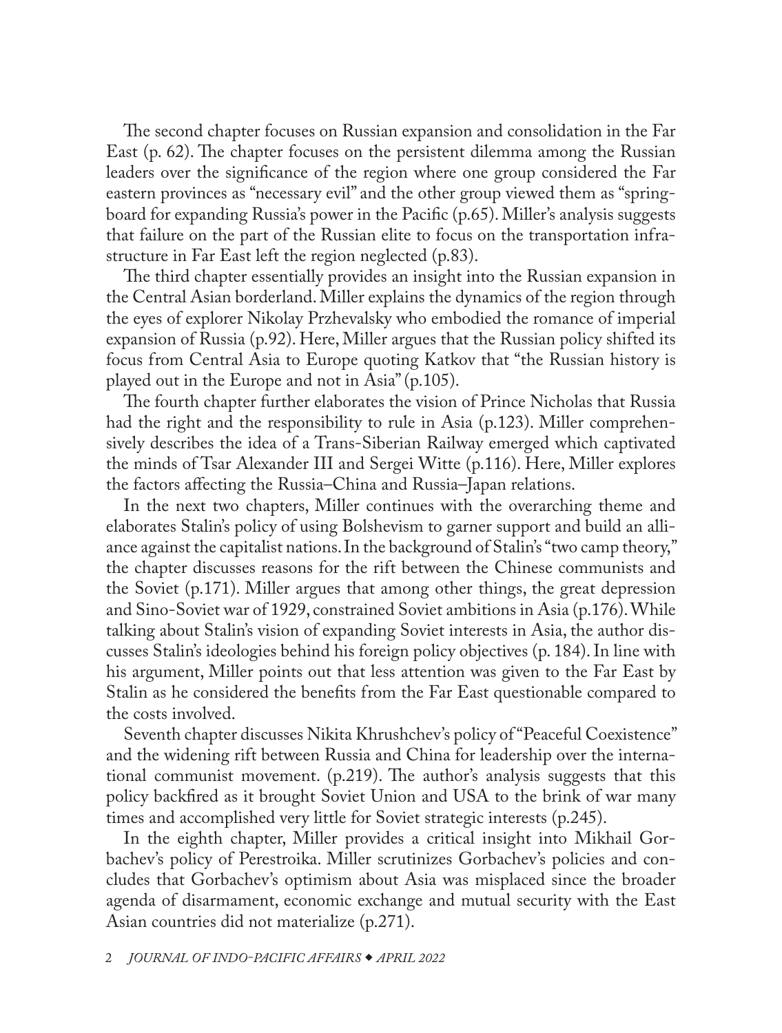The second chapter focuses on Russian expansion and consolidation in the Far East (p. 62). The chapter focuses on the persistent dilemma among the Russian leaders over the significance of the region where one group considered the Far eastern provinces as "necessary evil" and the other group viewed them as "springboard for expanding Russia's power in the Pacific (p.65). Miller's analysis suggests that failure on the part of the Russian elite to focus on the transportation infrastructure in Far East left the region neglected (p.83).

The third chapter essentially provides an insight into the Russian expansion in the Central Asian borderland. Miller explains the dynamics of the region through the eyes of explorer Nikolay Przhevalsky who embodied the romance of imperial expansion of Russia (p.92). Here, Miller argues that the Russian policy shifted its focus from Central Asia to Europe quoting Katkov that "the Russian history is played out in the Europe and not in Asia" (p.105).

The fourth chapter further elaborates the vision of Prince Nicholas that Russia had the right and the responsibility to rule in Asia (p.123). Miller comprehensively describes the idea of a Trans-Siberian Railway emerged which captivated the minds of Tsar Alexander III and Sergei Witte (p.116). Here, Miller explores the factors affecting the Russia–China and Russia–Japan relations.

In the next two chapters, Miller continues with the overarching theme and elaborates Stalin's policy of using Bolshevism to garner support and build an alliance against the capitalist nations. In the background of Stalin's "two camp theory," the chapter discusses reasons for the rift between the Chinese communists and the Soviet (p.171). Miller argues that among other things, the great depression and Sino-Soviet war of 1929, constrained Soviet ambitions in Asia (p.176). While talking about Stalin's vision of expanding Soviet interests in Asia, the author discusses Stalin's ideologies behind his foreign policy objectives (p. 184). In line with his argument, Miller points out that less attention was given to the Far East by Stalin as he considered the benefits from the Far East questionable compared to the costs involved.

Seventh chapter discusses Nikita Khrushchev's policy of "Peaceful Coexistence" and the widening rift between Russia and China for leadership over the international communist movement. (p.219). The author's analysis suggests that this policy backfired as it brought Soviet Union and USA to the brink of war many times and accomplished very little for Soviet strategic interests (p.245).

In the eighth chapter, Miller provides a critical insight into Mikhail Gorbachev's policy of Perestroika. Miller scrutinizes Gorbachev's policies and concludes that Gorbachev's optimism about Asia was misplaced since the broader agenda of disarmament, economic exchange and mutual security with the East Asian countries did not materialize (p.271).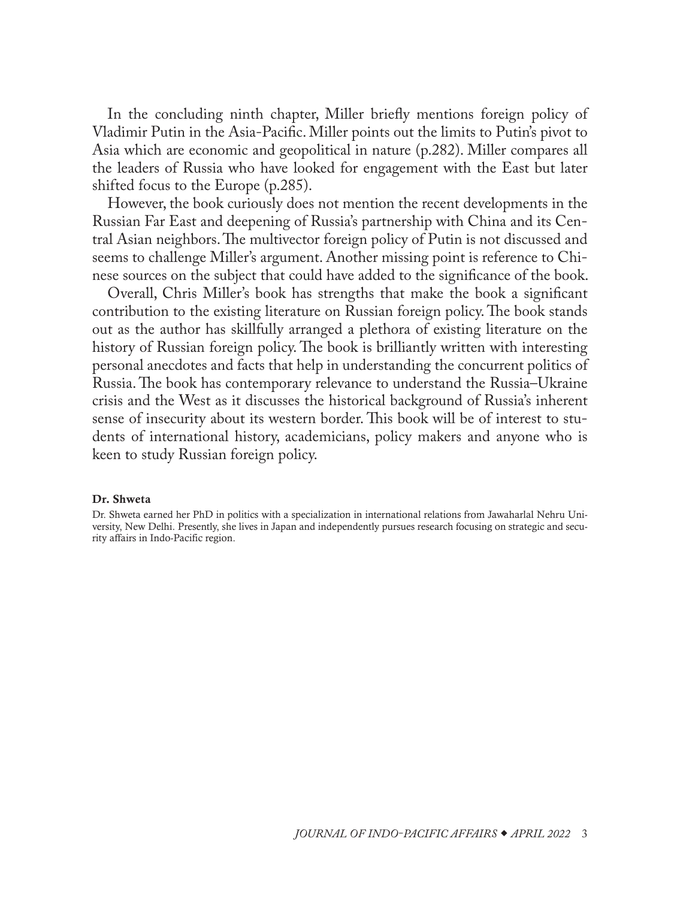In the concluding ninth chapter, Miller briefly mentions foreign policy of Vladimir Putin in the Asia-Pacific. Miller points out the limits to Putin's pivot to Asia which are economic and geopolitical in nature (p.282). Miller compares all the leaders of Russia who have looked for engagement with the East but later shifted focus to the Europe (p.285).

However, the book curiously does not mention the recent developments in the Russian Far East and deepening of Russia's partnership with China and its Central Asian neighbors. The multivector foreign policy of Putin is not discussed and seems to challenge Miller's argument. Another missing point is reference to Chinese sources on the subject that could have added to the significance of the book.

Overall, Chris Miller's book has strengths that make the book a significant contribution to the existing literature on Russian foreign policy. The book stands out as the author has skillfully arranged a plethora of existing literature on the history of Russian foreign policy. The book is brilliantly written with interesting personal anecdotes and facts that help in understanding the concurrent politics of Russia. The book has contemporary relevance to understand the Russia–Ukraine crisis and the West as it discusses the historical background of Russia's inherent sense of insecurity about its western border. This book will be of interest to students of international history, academicians, policy makers and anyone who is keen to study Russian foreign policy.

**Dr. Shweta**

Dr. Shweta earned her PhD in politics with a specialization in international relations from Jawaharlal Nehru University, New Delhi. Presently, she lives in Japan and independently pursues research focusing on strategic and security affairs in Indo-Pacific region.